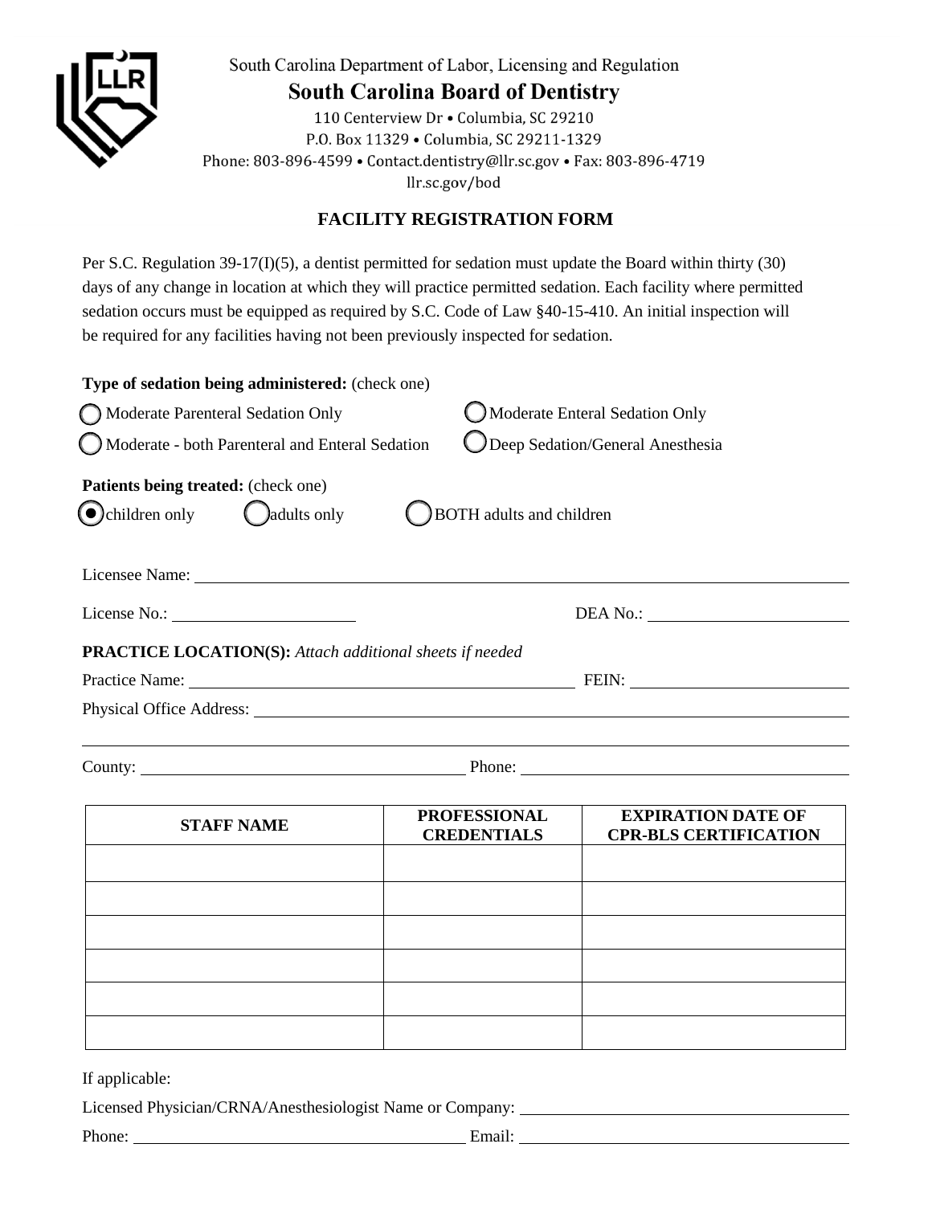South Carolina Department of Labor, Licensing and Regulation

# South Carolina Board of Dentistry

110 Centerview Dr • Columbia, SC 29210
P.O. Box 11329 • Columbia, SC 29211-1329
Phone: 803-896-4599 • Contact.dentistry@llr.sc.gov • Fax: 803-896-4719
llr.sc.gov/bod

## FACILITY REGISTRATION FORM

Per S.C. Regulation 39-17(I)(5), a dentist permitted for sedation must update the Board within thirty (30) days of any change in location at which they will practice permitted sedation. Each facility where permitted sedation occurs must be equipped as required by S.C. Code of Law §40-15-410. An initial inspection will be required for any facilities having not been previously inspected for sedation.

**Type of sedation being administered:** (check one)

- ◯ Moderate Parenteral Sedation Only
- ◯ Moderate Enteral Sedation Only
- ◯ Moderate - both Parenteral and Enteral Sedation
- ◯ Deep Sedation/General Anesthesia

**Patients being treated:** (check one)

- ◉ children only
- ◯ adults only
- ◯ BOTH adults and children

Licensee Name: ______________________________

License No.: ____________________ DEA No.: ____________________

**PRACTICE LOCATION(S):** *Attach additional sheets if needed*

Practice Name: ______________________________ FEIN: ____________________

Physical Office Address: ______________________________

______________________________

County: ____________________ Phone: ____________________

| STAFF NAME | PROFESSIONAL CREDENTIALS | EXPIRATION DATE OF CPR-BLS CERTIFICATION |
|---|---|---|
| | | |
| | | |
| | | |
| | | |
| | | |
| | | |

If applicable:

Licensed Physician/CRNA/Anesthesiologist Name or Company: ______________________________

Phone: ____________________ Email: ____________________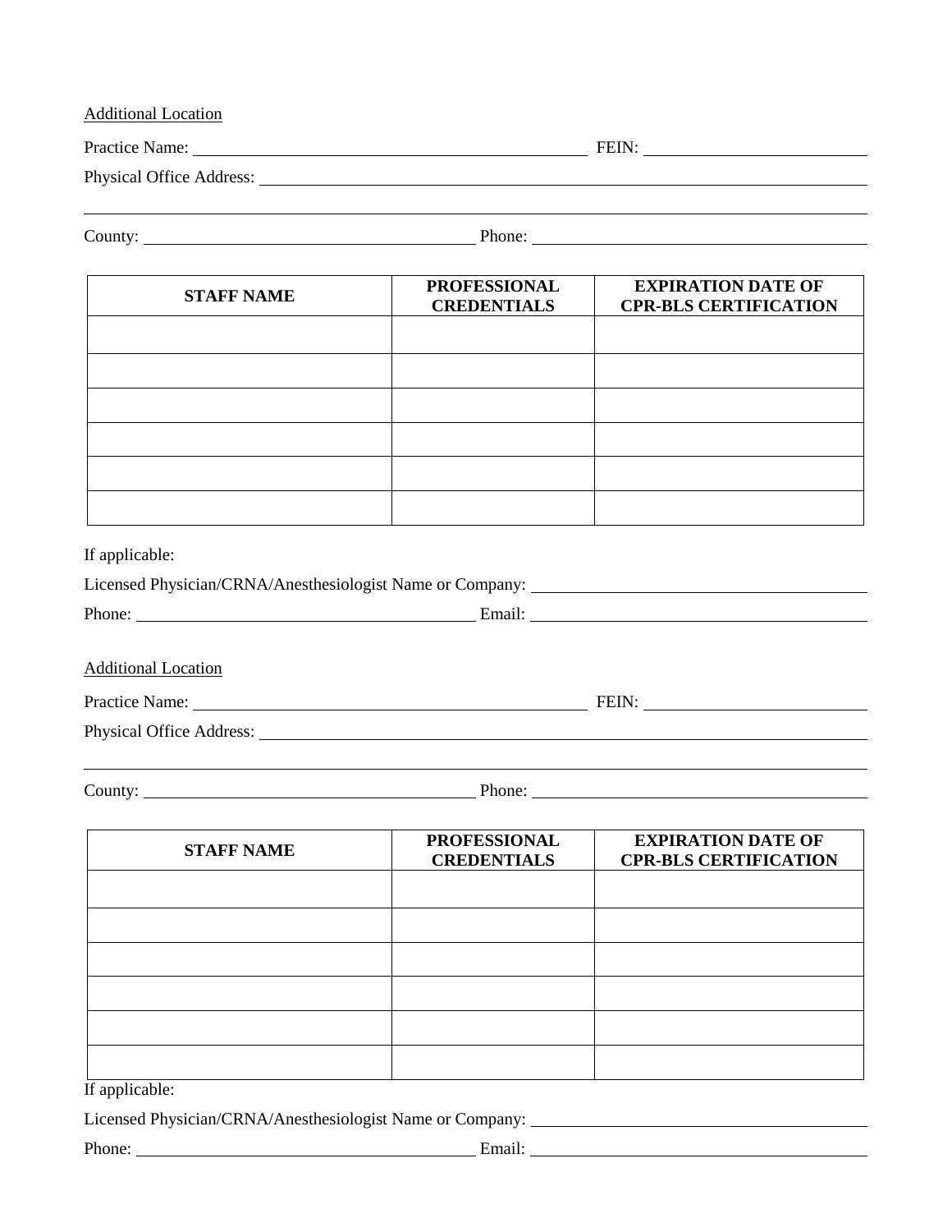Additional Location

Practice Name: ______________________________ FEIN: ____________________

Physical Office Address: ______________________________________________

______________________________________________________________________

County: ____________________________ Phone: ____________________________

| STAFF NAME | PROFESSIONAL CREDENTIALS | EXPIRATION DATE OF CPR-BLS CERTIFICATION |
|---|---|---|
| | | |
| | | |
| | | |
| | | |
| | | |
| | | |

If applicable:

Licensed Physician/CRNA/Anesthesiologist Name or Company: ____________________________

Phone: ____________________________ Email: ____________________________

Additional Location

Practice Name: ______________________________ FEIN: ____________________

Physical Office Address: ______________________________________________

______________________________________________________________________

County: ____________________________ Phone: ____________________________

| STAFF NAME | PROFESSIONAL CREDENTIALS | EXPIRATION DATE OF CPR-BLS CERTIFICATION |
|---|---|---|
| | | |
| | | |
| | | |
| | | |
| | | |
| | | |

If applicable:

Licensed Physician/CRNA/Anesthesiologist Name or Company: ____________________________

Phone: ____________________________ Email: ____________________________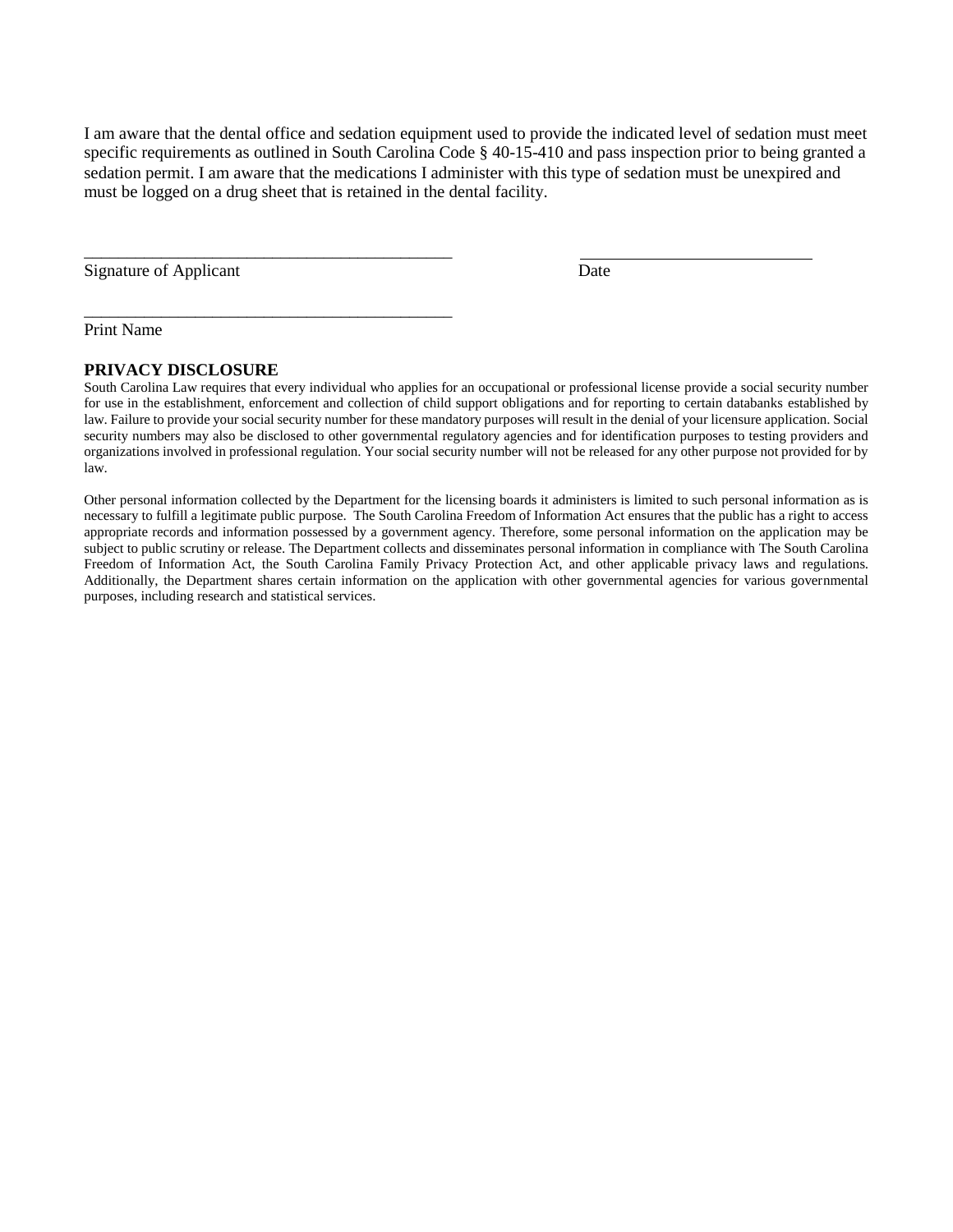I am aware that the dental office and sedation equipment used to provide the indicated level of sedation must meet specific requirements as outlined in South Carolina Code § 40-15-410 and pass inspection prior to being granted a sedation permit. I am aware that the medications I administer with this type of sedation must be unexpired and must be logged on a drug sheet that is retained in the dental facility.

_____________________________________________ _____________________________

Signature of Applicant Date

_____________________________________________

Print Name

**PRIVACY DISCLOSURE**

South Carolina Law requires that every individual who applies for an occupational or professional license provide a social security number for use in the establishment, enforcement and collection of child support obligations and for reporting to certain databanks established by law. Failure to provide your social security number for these mandatory purposes will result in the denial of your licensure application. Social security numbers may also be disclosed to other governmental regulatory agencies and for identification purposes to testing providers and organizations involved in professional regulation. Your social security number will not be released for any other purpose not provided for by law.

Other personal information collected by the Department for the licensing boards it administers is limited to such personal information as is necessary to fulfill a legitimate public purpose. The South Carolina Freedom of Information Act ensures that the public has a right to access appropriate records and information possessed by a government agency. Therefore, some personal information on the application may be subject to public scrutiny or release. The Department collects and disseminates personal information in compliance with The South Carolina Freedom of Information Act, the South Carolina Family Privacy Protection Act, and other applicable privacy laws and regulations. Additionally, the Department shares certain information on the application with other governmental agencies for various governmental purposes, including research and statistical services.